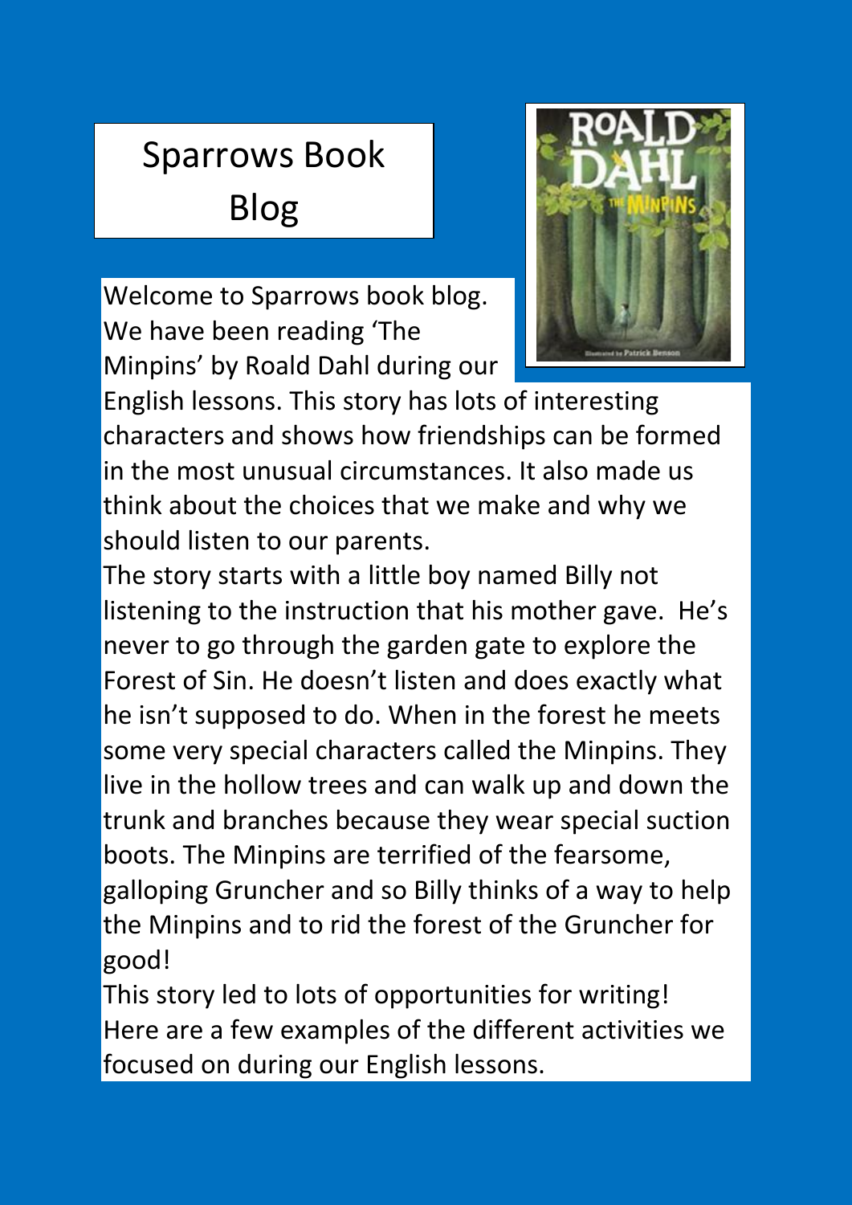# Sparrows Book Blog

Welcome to Sparrows book blog. We have been reading 'The Minpins' by Roald Dahl during our English lessons. This story has lots of interesting characters and shows how friendships can be formed in the most unusual circumstances. It also made us think about the choices that we make and why we should listen to our parents.

The story starts with a little boy named Billy not listening to the instruction that his mother gave. He's never to go through the garden gate to explore the Forest of Sin. He doesn't listen and does exactly what he isn't supposed to do. When in the forest he meets some very special characters called the Minpins. They live in the hollow trees and can walk up and down the trunk and branches because they wear special suction boots. The Minpins are terrified of the fearsome, galloping Gruncher and so Billy thinks of a way to help the Minpins and to rid the forest of the Gruncher for good!

This story led to lots of opportunities for writing! Here are a few examples of the different activities we focused on during our English lessons.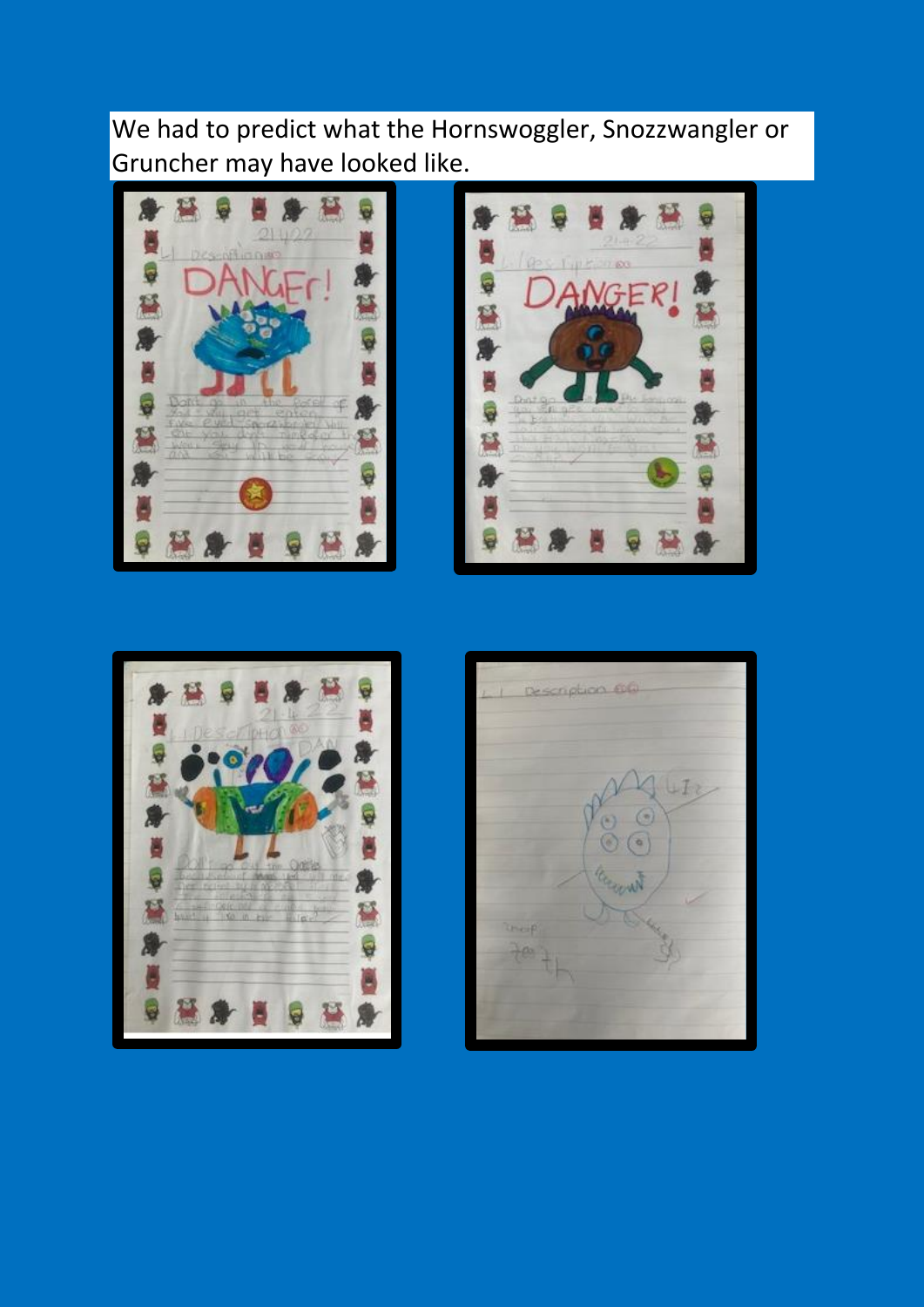We had to predict what the Hornswoggler, Snozzwangler or Gruncher may have looked like.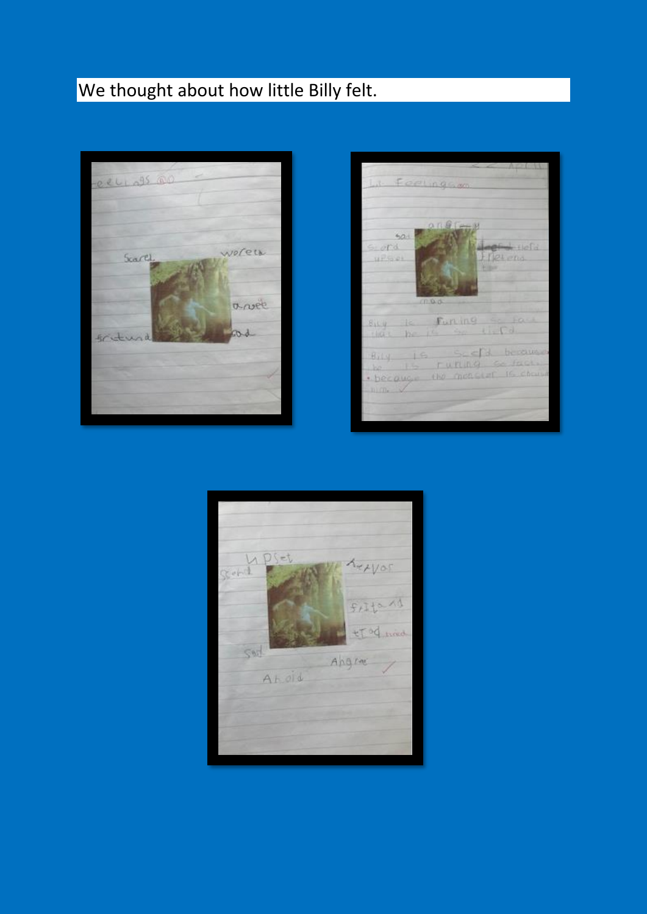We thought about how little Billy felt.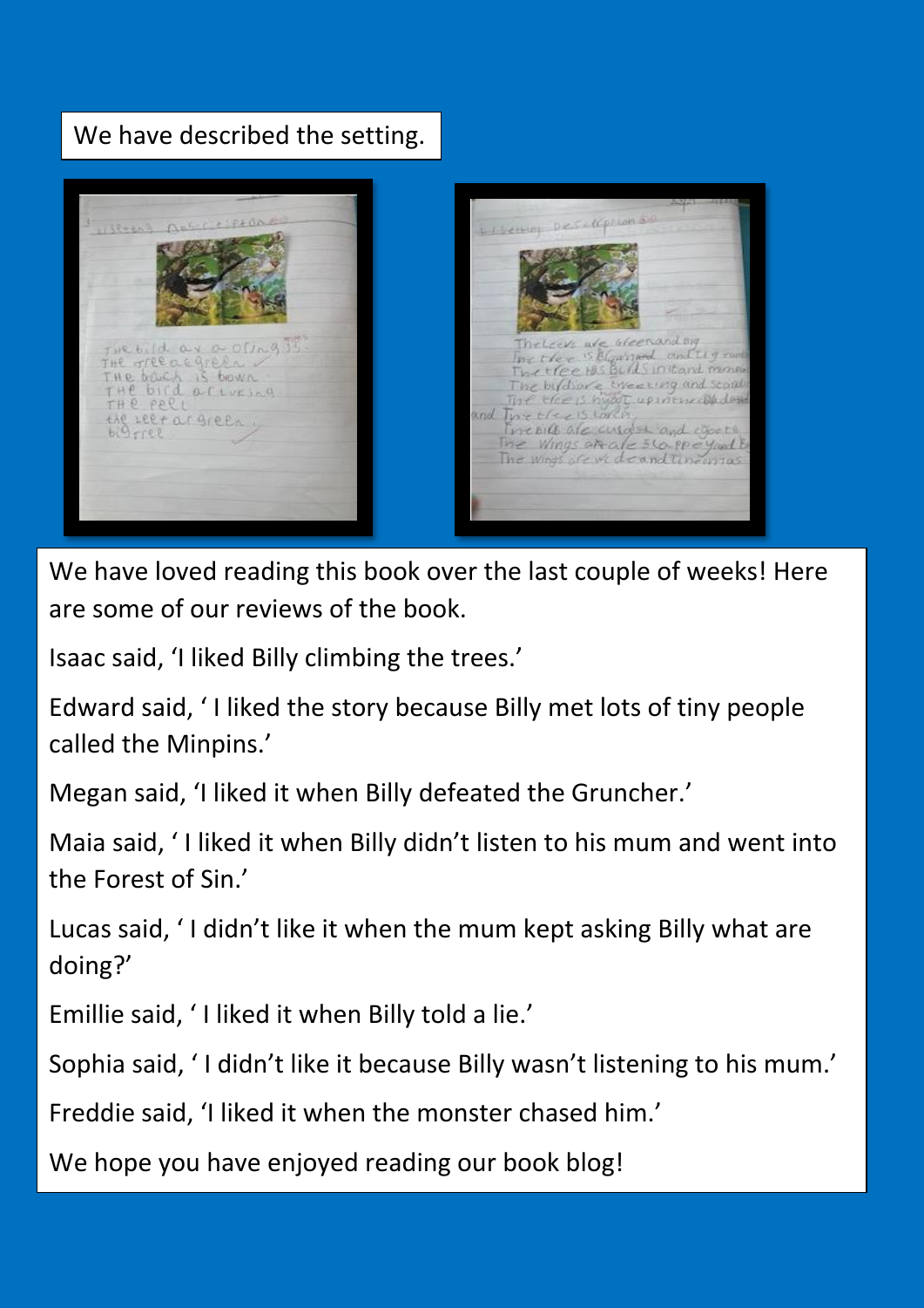We have described the setting.

We have loved reading this book over the last couple of weeks! Here are some of our reviews of the book.

Isaac said, 'I liked Billy climbing the trees.'

Edward said, ' I liked the story because Billy met lots of tiny people called the Minpins.'

Megan said, 'I liked it when Billy defeated the Gruncher.'

Maia said, ' I liked it when Billy didn't listen to his mum and went into the Forest of Sin.'

Lucas said, ' I didn't like it when the mum kept asking Billy what are doing?'

Emillie said, ' I liked it when Billy told a lie.'

Sophia said, ' I didn't like it because Billy wasn't listening to his mum.'

Freddie said, 'I liked it when the monster chased him.'

We hope you have enjoyed reading our book blog!